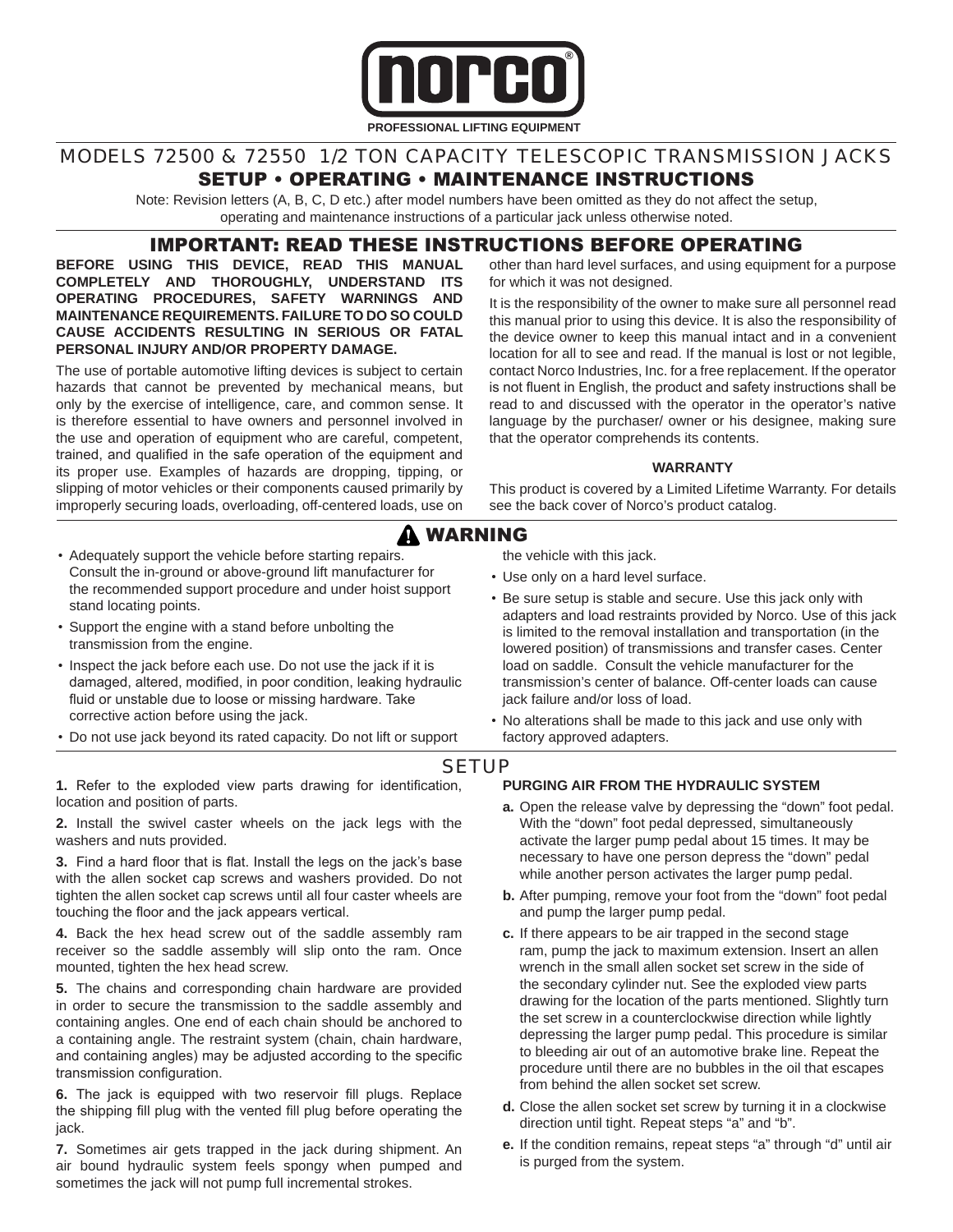# norco®

PROFESSIONAL LIFTING EQUIPMENT

## MODELS 72500 & 72550 1/2 TON CAPACITY TELESCOPIC TRANSMISSION JACKS

## SETUP • OPERATING • MAINTENANCE INSTRUCTIONS

Note: Revision letters (A, B, C, D etc.) after model numbers have been omitted as they do not affect the setup, operating and maintenance instructions of a particular jack unless otherwise noted.

## IMPORTANT: READ THESE INSTRUCTIONS BEFORE OPERATING

**BEFORE USING THIS DEVICE, READ THIS MANUAL COMPLETELY AND THOROUGHLY, UNDERSTAND ITS OPERATING PROCEDURES, SAFETY WARNINGS AND MAINTENANCE REQUIREMENTS. FAILURE TO DO SO COULD CAUSE ACCIDENTS RESULTING IN SERIOUS OR FATAL PERSONAL INJURY AND/OR PROPERTY DAMAGE.**

The use of portable automotive lifting devices is subject to certain hazards that cannot be prevented by mechanical means, but only by the exercise of intelligence, care, and common sense. It is therefore essential to have owners and personnel involved in the use and operation of equipment who are careful, competent, trained, and qualified in the safe operation of the equipment and its proper use. Examples of hazards are dropping, tipping, or slipping of motor vehicles or their components caused primarily by improperly securing loads, overloading, off-centered loads, use on other than hard level surfaces, and using equipment for a purpose for which it was not designed.

It is the responsibility of the owner to make sure all personnel read this manual prior to using this device. It is also the responsibility of the device owner to keep this manual intact and in a convenient location for all to see and read. If the manual is lost or not legible, contact Norco Industries, Inc. for a free replacement. If the operator is not fluent in English, the product and safety instructions shall be read to and discussed with the operator in the operator's native language by the purchaser/ owner or his designee, making sure that the operator comprehends its contents.

**WARRANTY**

This product is covered by a Limited Lifetime Warranty. For details see the back cover of Norco's product catalog.

## ⚠ WARNING

- Adequately support the vehicle before starting repairs. Consult the in-ground or above-ground lift manufacturer for the recommended support procedure and under hoist support stand locating points.
- Support the engine with a stand before unbolting the transmission from the engine.
- Inspect the jack before each use. Do not use the jack if it is damaged, altered, modified, in poor condition, leaking hydraulic fluid or unstable due to loose or missing hardware. Take corrective action before using the jack.
- Do not use jack beyond its rated capacity. Do not lift or support the vehicle with this jack.
- Use only on a hard level surface.
- Be sure setup is stable and secure. Use this jack only with adapters and load restraints provided by Norco. Use of this jack is limited to the removal installation and transportation (in the lowered position) of transmissions and transfer cases. Center load on saddle. Consult the vehicle manufacturer for the transmission's center of balance. Off-center loads can cause jack failure and/or loss of load.
- No alterations shall be made to this jack and use only with factory approved adapters.

## SETUP

**1.** Refer to the exploded view parts drawing for identification, location and position of parts.

**2.** Install the swivel caster wheels on the jack legs with the washers and nuts provided.

**3.** Find a hard floor that is flat. Install the legs on the jack's base with the allen socket cap screws and washers provided. Do not tighten the allen socket cap screws until all four caster wheels are touching the floor and the jack appears vertical.

**4.** Back the hex head screw out of the saddle assembly ram receiver so the saddle assembly will slip onto the ram. Once mounted, tighten the hex head screw.

**5.** The chains and corresponding chain hardware are provided in order to secure the transmission to the saddle assembly and containing angles. One end of each chain should be anchored to a containing angle. The restraint system (chain, chain hardware, and containing angles) may be adjusted according to the specific transmission configuration.

**6.** The jack is equipped with two reservoir fill plugs. Replace the shipping fill plug with the vented fill plug before operating the jack.

**7.** Sometimes air gets trapped in the jack during shipment. An air bound hydraulic system feels spongy when pumped and sometimes the jack will not pump full incremental strokes.

**PURGING AIR FROM THE HYDRAULIC SYSTEM**

**a.** Open the release valve by depressing the "down" foot pedal. With the "down" foot pedal depressed, simultaneously activate the larger pump pedal about 15 times. It may be necessary to have one person depress the "down" pedal while another person activates the larger pump pedal.

**b.** After pumping, remove your foot from the "down" foot pedal and pump the larger pump pedal.

**c.** If there appears to be air trapped in the second stage ram, pump the jack to maximum extension. Insert an allen wrench in the small allen socket set screw in the side of the secondary cylinder nut. See the exploded view parts drawing for the location of the parts mentioned. Slightly turn the set screw in a counterclockwise direction while lightly depressing the larger pump pedal. This procedure is similar to bleeding air out of an automotive brake line. Repeat the procedure until there are no bubbles in the oil that escapes from behind the allen socket set screw.

**d.** Close the allen socket set screw by turning it in a clockwise direction until tight. Repeat steps "a" and "b".

**e.** If the condition remains, repeat steps "a" through "d" until air is purged from the system.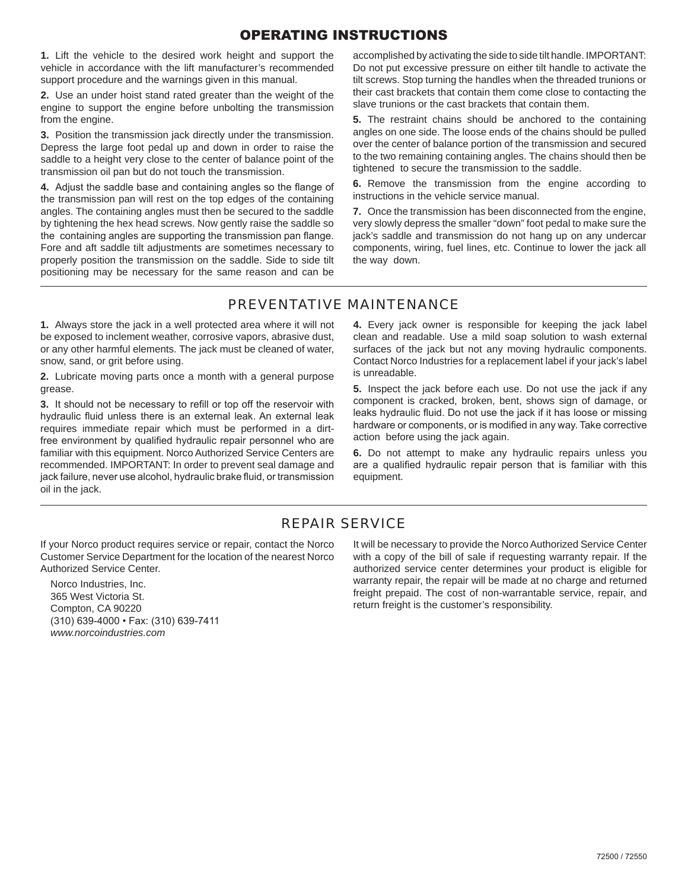## OPERATING INSTRUCTIONS

**1.** Lift the vehicle to the desired work height and support the vehicle in accordance with the lift manufacturer's recommended support procedure and the warnings given in this manual.

**2.** Use an under hoist stand rated greater than the weight of the engine to support the engine before unbolting the transmission from the engine.

**3.** Position the transmission jack directly under the transmission. Depress the large foot pedal up and down in order to raise the saddle to a height very close to the center of balance point of the transmission oil pan but do not touch the transmission.

**4.** Adjust the saddle base and containing angles so the flange of the transmission pan will rest on the top edges of the containing angles. The containing angles must then be secured to the saddle by tightening the hex head screws. Now gently raise the saddle so the containing angles are supporting the transmission pan flange. Fore and aft saddle tilt adjustments are sometimes necessary to properly position the transmission on the saddle. Side to side tilt positioning may be necessary for the same reason and can be accomplished by activating the side to side tilt handle. IMPORTANT: Do not put excessive pressure on either tilt handle to activate the tilt screws. Stop turning the handles when the threaded trunions or their cast brackets that contain them come close to contacting the slave trunions or the cast brackets that contain them.

**5.** The restraint chains should be anchored to the containing angles on one side. The loose ends of the chains should be pulled over the center of balance portion of the transmission and secured to the two remaining containing angles. The chains should then be tightened to secure the transmission to the saddle.

**6.** Remove the transmission from the engine according to instructions in the vehicle service manual.

**7.** Once the transmission has been disconnected from the engine, very slowly depress the smaller "down" foot pedal to make sure the jack's saddle and transmission do not hang up on any undercar components, wiring, fuel lines, etc. Continue to lower the jack all the way down.

## PREVENTATIVE MAINTENANCE

**1.** Always store the jack in a well protected area where it will not be exposed to inclement weather, corrosive vapors, abrasive dust, or any other harmful elements. The jack must be cleaned of water, snow, sand, or grit before using.

**2.** Lubricate moving parts once a month with a general purpose grease.

**3.** It should not be necessary to refill or top off the reservoir with hydraulic fluid unless there is an external leak. An external leak requires immediate repair which must be performed in a dirt-free environment by qualified hydraulic repair personnel who are familiar with this equipment. Norco Authorized Service Centers are recommended. IMPORTANT: In order to prevent seal damage and jack failure, never use alcohol, hydraulic brake fluid, or transmission oil in the jack.

**4.** Every jack owner is responsible for keeping the jack label clean and readable. Use a mild soap solution to wash external surfaces of the jack but not any moving hydraulic components. Contact Norco Industries for a replacement label if your jack's label is unreadable.

**5.** Inspect the jack before each use. Do not use the jack if any component is cracked, broken, bent, shows sign of damage, or leaks hydraulic fluid. Do not use the jack if it has loose or missing hardware or components, or is modified in any way. Take corrective action before using the jack again.

**6.** Do not attempt to make any hydraulic repairs unless you are a qualified hydraulic repair person that is familiar with this equipment.

## REPAIR SERVICE

If your Norco product requires service or repair, contact the Norco Customer Service Department for the location of the nearest Norco Authorized Service Center.

Norco Industries, Inc.
365 West Victoria St.
Compton, CA 90220
(310) 639-4000 • Fax: (310) 639-7411
*www.norcoindustries.com*

It will be necessary to provide the Norco Authorized Service Center with a copy of the bill of sale if requesting warranty repair. If the authorized service center determines your product is eligible for warranty repair, the repair will be made at no charge and returned freight prepaid. The cost of non-warrantable service, repair, and return freight is the customer's responsibility.

72500 / 72550